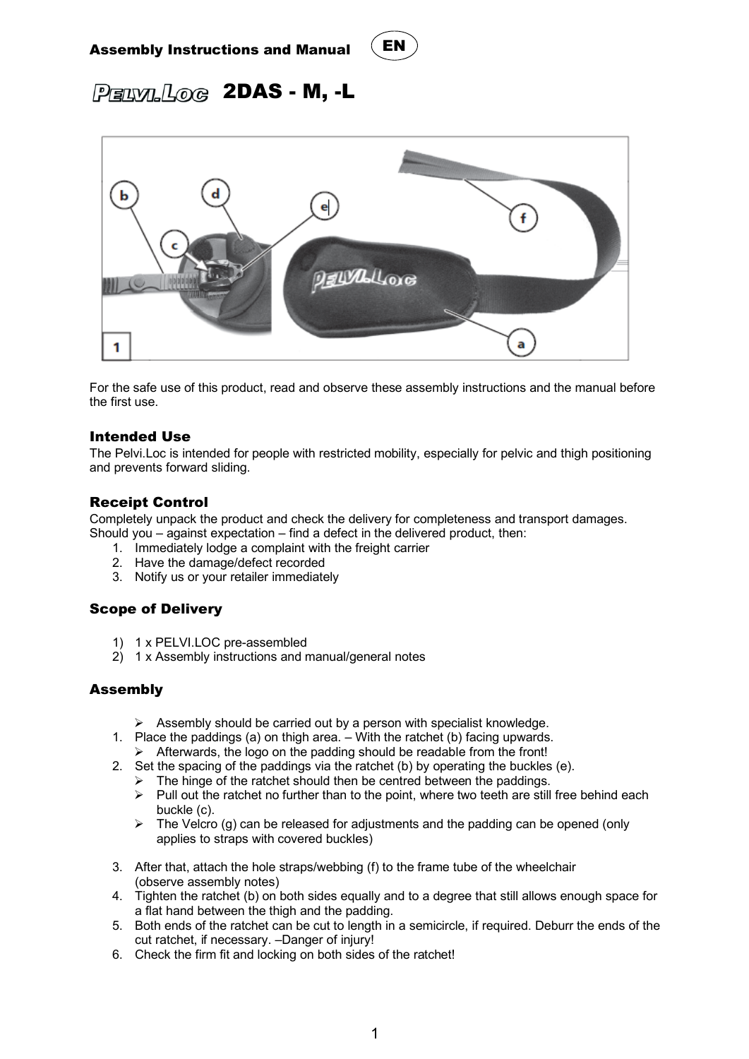Assembly Instructions and Manual (EN)

# PELVI.LOC 2DAS - M, -L

For the safe use of this product, read and observe these assembly instructions and the manual before the first use.

## Intended Use

The Pelvi.Loc is intended for people with restricted mobility, especially for pelvic and thigh positioning and prevents forward sliding.

## Receipt Control

Completely unpack the product and check the delivery for completeness and transport damages. Should you – against expectation – find a defect in the delivered product, then:

1. Immediately lodge a complaint with the freight carrier
2. Have the damage/defect recorded
3. Notify us or your retailer immediately

## Scope of Delivery

1) 1 x PELVI.LOC pre-assembled
2) 1 x Assembly instructions and manual/general notes

## Assembly

- Assembly should be carried out by a person with specialist knowledge.

1. Place the paddings (a) on thigh area. – With the ratchet (b) facing upwards.
   - Afterwards, the logo on the padding should be readable from the front!
2. Set the spacing of the paddings via the ratchet (b) by operating the buckles (e).
   - The hinge of the ratchet should then be centred between the paddings.
   - Pull out the ratchet no further than to the point, where two teeth are still free behind each buckle (c).
   - The Velcro (g) can be released for adjustments and the padding can be opened (only applies to straps with covered buckles)
3. After that, attach the hole straps/webbing (f) to the frame tube of the wheelchair (observe assembly notes)
4. Tighten the ratchet (b) on both sides equally and to a degree that still allows enough space for a flat hand between the thigh and the padding.
5. Both ends of the ratchet can be cut to length in a semicircle, if required. Deburr the ends of the cut ratchet, if necessary. –Danger of injury!
6. Check the firm fit and locking on both sides of the ratchet!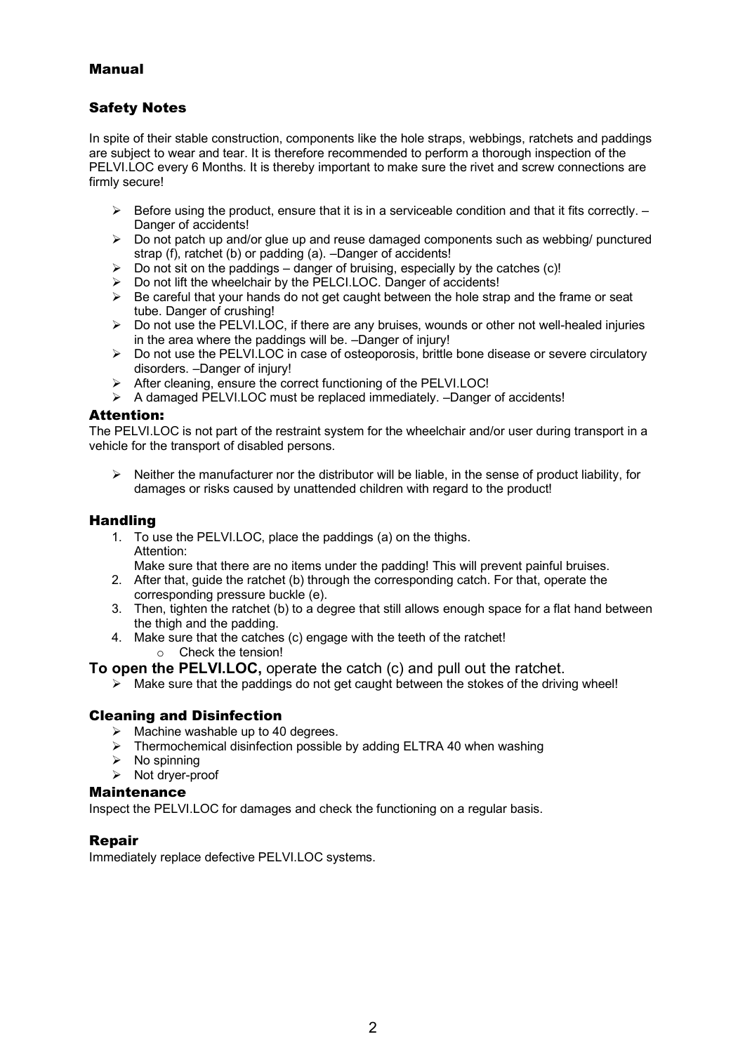## Manual

### Safety Notes

In spite of their stable construction, components like the hole straps, webbings, ratchets and paddings are subject to wear and tear. It is therefore recommended to perform a thorough inspection of the PELVI.LOC every 6 Months. It is thereby important to make sure the rivet and screw connections are firmly secure!

- Before using the product, ensure that it is in a serviceable condition and that it fits correctly. – Danger of accidents!
- Do not patch up and/or glue up and reuse damaged components such as webbing/ punctured strap (f), ratchet (b) or padding (a). –Danger of accidents!
- Do not sit on the paddings – danger of bruising, especially by the catches (c)!
- Do not lift the wheelchair by the PELCI.LOC. Danger of accidents!
- Be careful that your hands do not get caught between the hole strap and the frame or seat tube. Danger of crushing!
- Do not use the PELVI.LOC, if there are any bruises, wounds or other not well-healed injuries in the area where the paddings will be. –Danger of injury!
- Do not use the PELVI.LOC in case of osteoporosis, brittle bone disease or severe circulatory disorders. –Danger of injury!
- After cleaning, ensure the correct functioning of the PELVI.LOC!
- A damaged PELVI.LOC must be replaced immediately. –Danger of accidents!

### Attention:

The PELVI.LOC is not part of the restraint system for the wheelchair and/or user during transport in a vehicle for the transport of disabled persons.

- Neither the manufacturer nor the distributor will be liable, in the sense of product liability, for damages or risks caused by unattended children with regard to the product!

### Handling

1. To use the PELVI.LOC, place the paddings (a) on the thighs.  
   Attention:  
   Make sure that there are no items under the padding! This will prevent painful bruises.
2. After that, guide the ratchet (b) through the corresponding catch. For that, operate the corresponding pressure buckle (e).
3. Then, tighten the ratchet (b) to a degree that still allows enough space for a flat hand between the thigh and the padding.
4. Make sure that the catches (c) engage with the teeth of the ratchet!
   - Check the tension!

**To open the PELVI.LOC,** operate the catch (c) and pull out the ratchet.

- Make sure that the paddings do not get caught between the stokes of the driving wheel!

### Cleaning and Disinfection

- Machine washable up to 40 degrees.
- Thermochemical disinfection possible by adding ELTRA 40 when washing
- No spinning
- Not dryer-proof

### Maintenance

Inspect the PELVI.LOC for damages and check the functioning on a regular basis.

### Repair

Immediately replace defective PELVI.LOC systems.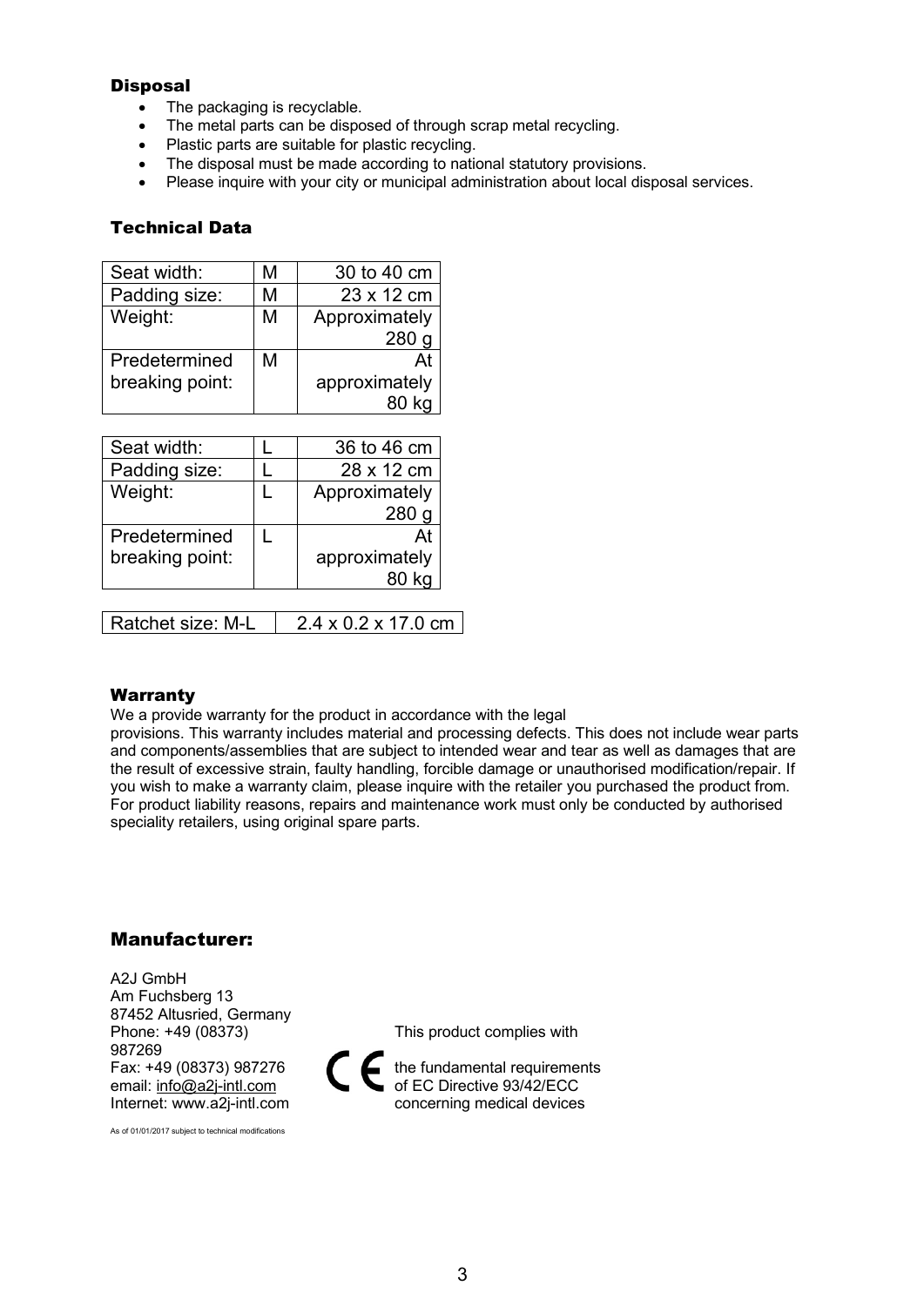## Disposal

- The packaging is recyclable.
- The metal parts can be disposed of through scrap metal recycling.
- Plastic parts are suitable for plastic recycling.
- The disposal must be made according to national statutory provisions.
- Please inquire with your city or municipal administration about local disposal services.

## Technical Data

| | | |
|---|---|---|
| Seat width: | M | 30 to 40 cm |
| Padding size: | M | 23 x 12 cm |
| Weight: | M | Approximately 280 g |
| Predetermined breaking point: | M | At approximately 80 kg |

| | | |
|---|---|---|
| Seat width: | L | 36 to 46 cm |
| Padding size: | L | 28 x 12 cm |
| Weight: | L | Approximately 280 g |
| Predetermined breaking point: | L | At approximately 80 kg |

| | |
|---|---|
| Ratchet size: M-L | 2.4 x 0.2 x 17.0 cm |

## Warranty

We a provide warranty for the product in accordance with the legal provisions. This warranty includes material and processing defects. This does not include wear parts and components/assemblies that are subject to intended wear and tear as well as damages that are the result of excessive strain, faulty handling, forcible damage or unauthorised modification/repair. If you wish to make a warranty claim, please inquire with the retailer you purchased the product from. For product liability reasons, repairs and maintenance work must only be conducted by authorised speciality retailers, using original spare parts.

## Manufacturer:

A2J GmbH
Am Fuchsberg 13
87452 Altusried, Germany
Phone: +49 (08373) 987269
Fax: +49 (08373) 987276
email: info@a2j-intl.com
Internet: www.a2j-intl.com

CE This product complies with the fundamental requirements of EC Directive 93/42/ECC concerning medical devices

As of 01/01/2017 subject to technical modifications